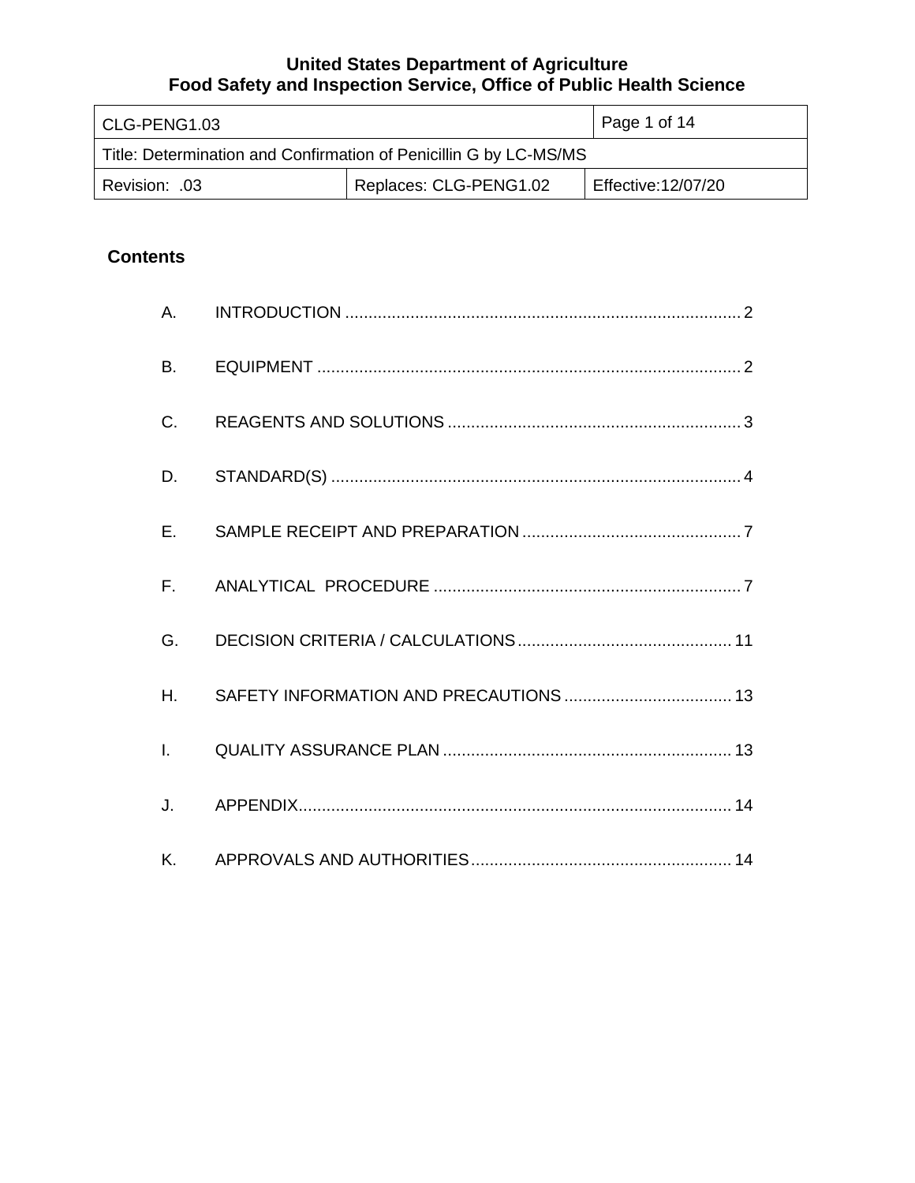**United States Department of Agriculture**
**Food Safety and Inspection Service, Office of Public Health Science**

| CLG-PENG1.03 | | Page 1 of 14 |
|---|---|---|
| Title: Determination and Confirmation of Penicillin G by LC-MS/MS | | |
| Revision: .03 | Replaces: CLG-PENG1.02 | Effective:12/07/20 |

## Contents

A. INTRODUCTION .......... 2

B. EQUIPMENT .......... 2

C. REAGENTS AND SOLUTIONS .......... 3

D. STANDARD(S) .......... 4

E. SAMPLE RECEIPT AND PREPARATION .......... 7

F. ANALYTICAL PROCEDURE .......... 7

G. DECISION CRITERIA / CALCULATIONS .......... 11

H. SAFETY INFORMATION AND PRECAUTIONS .......... 13

I. QUALITY ASSURANCE PLAN .......... 13

J. APPENDIX .......... 14

K. APPROVALS AND AUTHORITIES .......... 14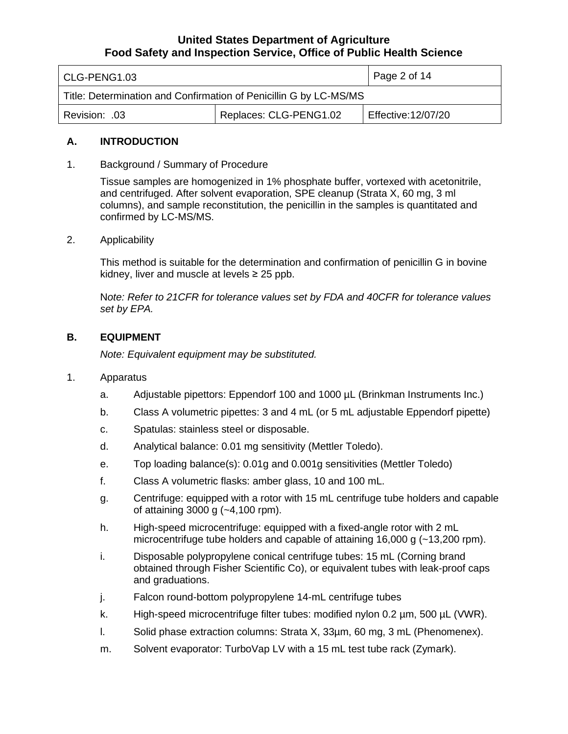## A. INTRODUCTION

1. Background / Summary of Procedure

   Tissue samples are homogenized in 1% phosphate buffer, vortexed with acetonitrile, and centrifuged. After solvent evaporation, SPE cleanup (Strata X, 60 mg, 3 ml columns), and sample reconstitution, the penicillin in the samples is quantitated and confirmed by LC-MS/MS.

2. Applicability

   This method is suitable for the determination and confirmation of penicillin G in bovine kidney, liver and muscle at levels ≥ 25 ppb.

   *Note: Refer to 21CFR for tolerance values set by FDA and 40CFR for tolerance values set by EPA.*

## B. EQUIPMENT

*Note: Equivalent equipment may be substituted.*

1. Apparatus

   a. Adjustable pipettors: Eppendorf 100 and 1000 µL (Brinkman Instruments Inc.)

   b. Class A volumetric pipettes: 3 and 4 mL (or 5 mL adjustable Eppendorf pipette)

   c. Spatulas: stainless steel or disposable.

   d. Analytical balance: 0.01 mg sensitivity (Mettler Toledo).

   e. Top loading balance(s): 0.01g and 0.001g sensitivities (Mettler Toledo)

   f. Class A volumetric flasks: amber glass, 10 and 100 mL.

   g. Centrifuge: equipped with a rotor with 15 mL centrifuge tube holders and capable of attaining 3000 g (~4,100 rpm).

   h. High-speed microcentrifuge: equipped with a fixed-angle rotor with 2 mL microcentrifuge tube holders and capable of attaining 16,000 g (~13,200 rpm).

   i. Disposable polypropylene conical centrifuge tubes: 15 mL (Corning brand obtained through Fisher Scientific Co), or equivalent tubes with leak-proof caps and graduations.

   j. Falcon round-bottom polypropylene 14-mL centrifuge tubes

   k. High-speed microcentrifuge filter tubes: modified nylon 0.2 µm, 500 µL (VWR).

   l. Solid phase extraction columns: Strata X, 33µm, 60 mg, 3 mL (Phenomenex).

   m. Solvent evaporator: TurboVap LV with a 15 mL test tube rack (Zymark).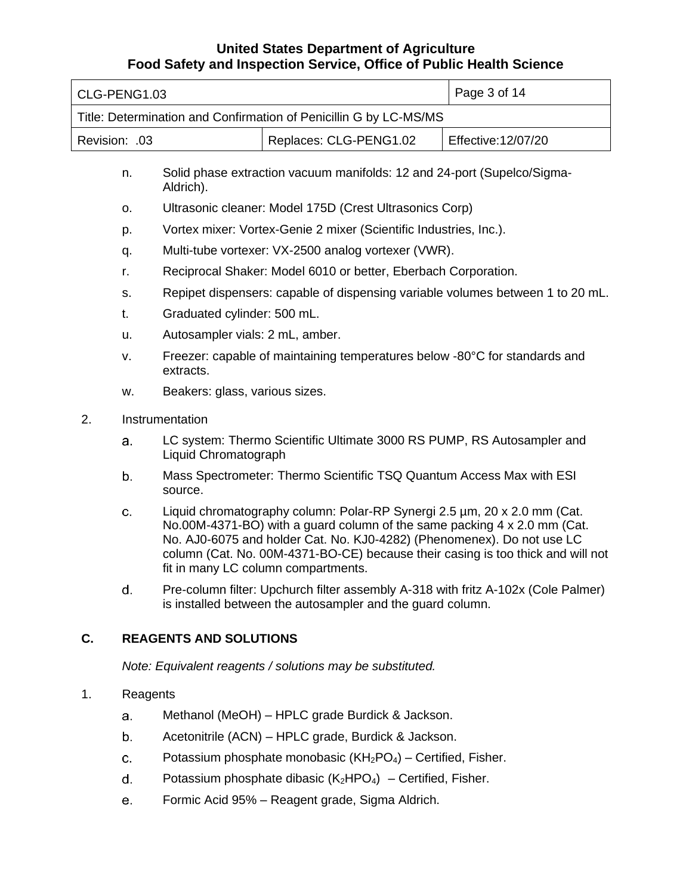n. Solid phase extraction vacuum manifolds: 12 and 24-port (Supelco/Sigma-Aldrich).

o. Ultrasonic cleaner: Model 175D (Crest Ultrasonics Corp)

p. Vortex mixer: Vortex-Genie 2 mixer (Scientific Industries, Inc.).

q. Multi-tube vortexer: VX-2500 analog vortexer (VWR).

r. Reciprocal Shaker: Model 6010 or better, Eberbach Corporation.

s. Repipet dispensers: capable of dispensing variable volumes between 1 to 20 mL.

t. Graduated cylinder: 500 mL.

u. Autosampler vials: 2 mL, amber.

v. Freezer: capable of maintaining temperatures below -80°C for standards and extracts.

w. Beakers: glass, various sizes.

2. Instrumentation

   a. LC system: Thermo Scientific Ultimate 3000 RS PUMP, RS Autosampler and Liquid Chromatograph

   b. Mass Spectrometer: Thermo Scientific TSQ Quantum Access Max with ESI source.

   c. Liquid chromatography column: Polar-RP Synergi 2.5 µm, 20 x 2.0 mm (Cat. No.00M-4371-BO) with a guard column of the same packing 4 x 2.0 mm (Cat. No. AJ0-6075 and holder Cat. No. KJ0-4282) (Phenomenex). Do not use LC column (Cat. No. 00M-4371-BO-CE) because their casing is too thick and will not fit in many LC column compartments.

   d. Pre-column filter: Upchurch filter assembly A-318 with fritz A-102x (Cole Palmer) is installed between the autosampler and the guard column.

## C. REAGENTS AND SOLUTIONS

*Note: Equivalent reagents / solutions may be substituted.*

1. Reagents

   a. Methanol (MeOH) – HPLC grade Burdick & Jackson.

   b. Acetonitrile (ACN) – HPLC grade, Burdick & Jackson.

   c. Potassium phosphate monobasic ($KH_2PO_4$) – Certified, Fisher.

   d. Potassium phosphate dibasic ($K_2HPO_4$) – Certified, Fisher.

   e. Formic Acid 95% – Reagent grade, Sigma Aldrich.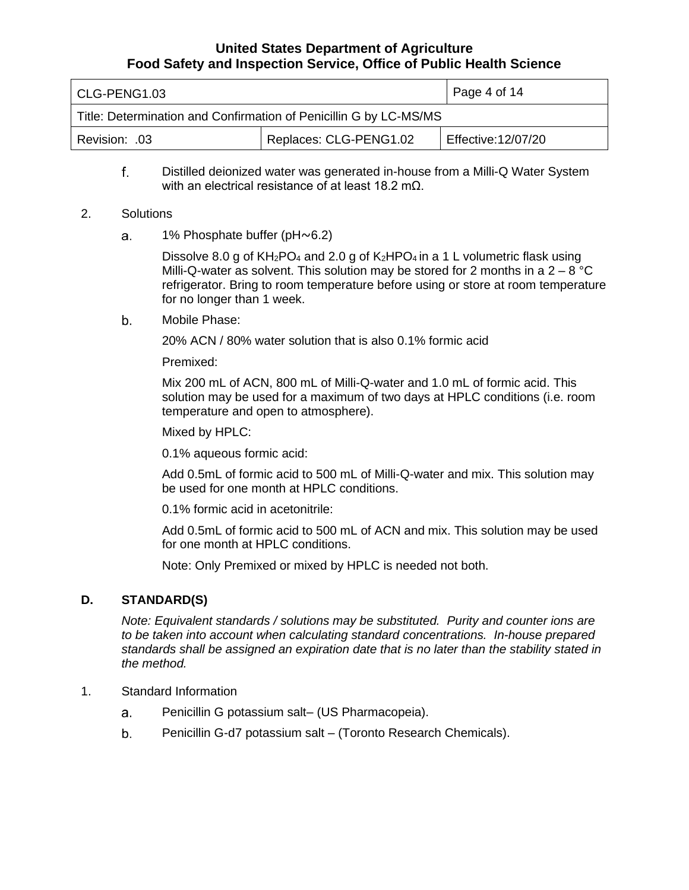f. Distilled deionized water was generated in-house from a Milli-Q Water System with an electrical resistance of at least 18.2 mΩ.

2. Solutions

   a. 1% Phosphate buffer (pH~6.2)

      Dissolve 8.0 g of $KH_2PO_4$ and 2.0 g of $K_2HPO_4$ in a 1 L volumetric flask using Milli-Q-water as solvent. This solution may be stored for 2 months in a 2 – 8 °C refrigerator. Bring to room temperature before using or store at room temperature for no longer than 1 week.

   b. Mobile Phase:

      20% ACN / 80% water solution that is also 0.1% formic acid

      Premixed:

      Mix 200 mL of ACN, 800 mL of Milli-Q-water and 1.0 mL of formic acid. This solution may be used for a maximum of two days at HPLC conditions (i.e. room temperature and open to atmosphere).

      Mixed by HPLC:

      0.1% aqueous formic acid:

      Add 0.5mL of formic acid to 500 mL of Milli-Q-water and mix. This solution may be used for one month at HPLC conditions.

      0.1% formic acid in acetonitrile:

      Add 0.5mL of formic acid to 500 mL of ACN and mix. This solution may be used for one month at HPLC conditions.

      Note: Only Premixed or mixed by HPLC is needed not both.

## D. STANDARD(S)

*Note: Equivalent standards / solutions may be substituted. Purity and counter ions are to be taken into account when calculating standard concentrations. In-house prepared standards shall be assigned an expiration date that is no later than the stability stated in the method.*

1. Standard Information

   a. Penicillin G potassium salt– (US Pharmacopeia).

   b. Penicillin G-d7 potassium salt – (Toronto Research Chemicals).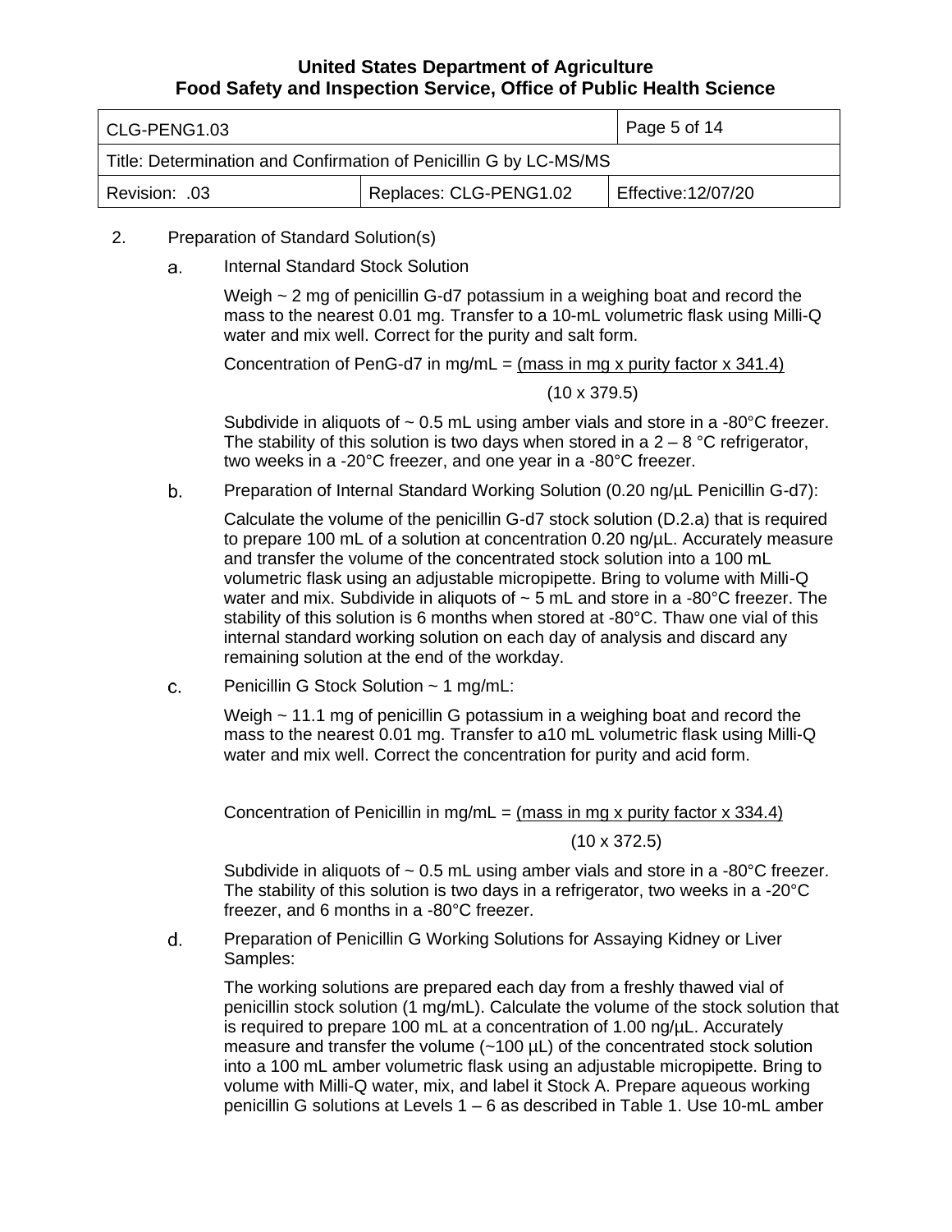2. Preparation of Standard Solution(s)

a. Internal Standard Stock Solution

Weigh ~ 2 mg of penicillin G-d7 potassium in a weighing boat and record the mass to the nearest 0.01 mg. Transfer to a 10-mL volumetric flask using Milli-Q water and mix well. Correct for the purity and salt form.

$$\text{Concentration of PenG-d7 in mg/mL} = \frac{\text{mass in mg} \times \text{purity factor} \times 341.4}{10 \times 379.5}$$

Subdivide in aliquots of ~ 0.5 mL using amber vials and store in a -80°C freezer. The stability of this solution is two days when stored in a 2 – 8 °C refrigerator, two weeks in a -20°C freezer, and one year in a -80°C freezer.

b. Preparation of Internal Standard Working Solution (0.20 ng/µL Penicillin G-d7):

Calculate the volume of the penicillin G-d7 stock solution (D.2.a) that is required to prepare 100 mL of a solution at concentration 0.20 ng/µL. Accurately measure and transfer the volume of the concentrated stock solution into a 100 mL volumetric flask using an adjustable micropipette. Bring to volume with Milli-Q water and mix. Subdivide in aliquots of ~ 5 mL and store in a -80°C freezer. The stability of this solution is 6 months when stored at -80°C. Thaw one vial of this internal standard working solution on each day of analysis and discard any remaining solution at the end of the workday.

c. Penicillin G Stock Solution ~ 1 mg/mL:

Weigh ~ 11.1 mg of penicillin G potassium in a weighing boat and record the mass to the nearest 0.01 mg. Transfer to a10 mL volumetric flask using Milli-Q water and mix well. Correct the concentration for purity and acid form.

$$\text{Concentration of Penicillin in mg/mL} = \frac{\text{mass in mg} \times \text{purity factor} \times 334.4}{10 \times 372.5}$$

Subdivide in aliquots of ~ 0.5 mL using amber vials and store in a -80°C freezer. The stability of this solution is two days in a refrigerator, two weeks in a -20°C freezer, and 6 months in a -80°C freezer.

d. Preparation of Penicillin G Working Solutions for Assaying Kidney or Liver Samples:

The working solutions are prepared each day from a freshly thawed vial of penicillin stock solution (1 mg/mL). Calculate the volume of the stock solution that is required to prepare 100 mL at a concentration of 1.00 ng/µL. Accurately measure and transfer the volume (~100 µL) of the concentrated stock solution into a 100 mL amber volumetric flask using an adjustable micropipette. Bring to volume with Milli-Q water, mix, and label it Stock A. Prepare aqueous working penicillin G solutions at Levels 1 – 6 as described in Table 1. Use 10-mL amber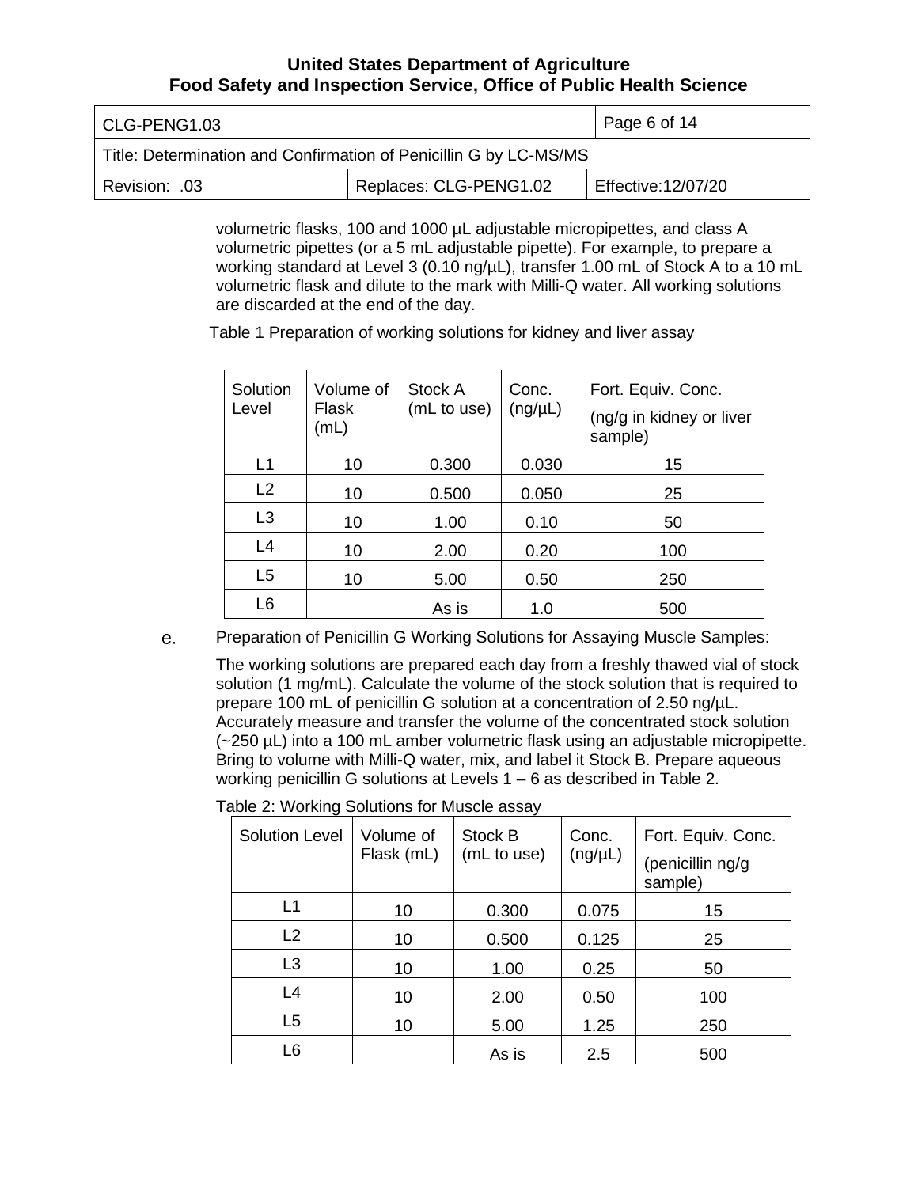volumetric flasks, 100 and 1000 µL adjustable micropipettes, and class A volumetric pipettes (or a 5 mL adjustable pipette). For example, to prepare a working standard at Level 3 (0.10 ng/µL), transfer 1.00 mL of Stock A to a 10 mL volumetric flask and dilute to the mark with Milli-Q water. All working solutions are discarded at the end of the day.

Table 1 Preparation of working solutions for kidney and liver assay

| Solution Level | Volume of Flask (mL) | Stock A (mL to use) | Conc. (ng/µL) | Fort. Equiv. Conc. (ng/g in kidney or liver sample) |
|---|---|---|---|---|
| L1 | 10 | 0.300 | 0.030 | 15 |
| L2 | 10 | 0.500 | 0.050 | 25 |
| L3 | 10 | 1.00 | 0.10 | 50 |
| L4 | 10 | 2.00 | 0.20 | 100 |
| L5 | 10 | 5.00 | 0.50 | 250 |
| L6 | | As is | 1.0 | 500 |

e. Preparation of Penicillin G Working Solutions for Assaying Muscle Samples:

The working solutions are prepared each day from a freshly thawed vial of stock solution (1 mg/mL). Calculate the volume of the stock solution that is required to prepare 100 mL of penicillin G solution at a concentration of 2.50 ng/µL. Accurately measure and transfer the volume of the concentrated stock solution (~250 µL) into a 100 mL amber volumetric flask using an adjustable micropipette. Bring to volume with Milli-Q water, mix, and label it Stock B. Prepare aqueous working penicillin G solutions at Levels 1 – 6 as described in Table 2.

Table 2: Working Solutions for Muscle assay

| Solution Level | Volume of Flask (mL) | Stock B (mL to use) | Conc. (ng/µL) | Fort. Equiv. Conc. (penicillin ng/g sample) |
|---|---|---|---|---|
| L1 | 10 | 0.300 | 0.075 | 15 |
| L2 | 10 | 0.500 | 0.125 | 25 |
| L3 | 10 | 1.00 | 0.25 | 50 |
| L4 | 10 | 2.00 | 0.50 | 100 |
| L5 | 10 | 5.00 | 1.25 | 250 |
| L6 | | As is | 2.5 | 500 |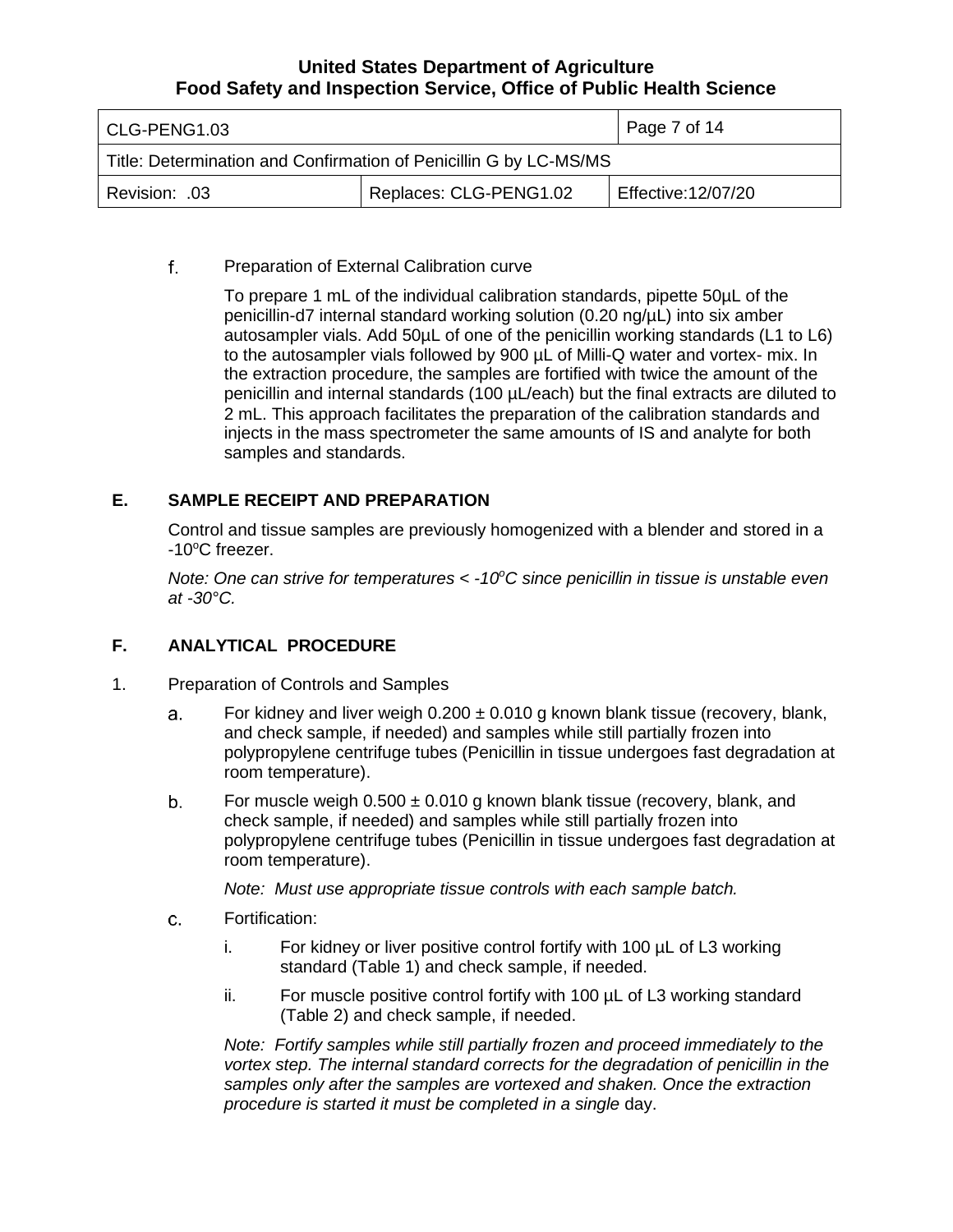f. Preparation of External Calibration curve

To prepare 1 mL of the individual calibration standards, pipette 50µL of the penicillin-d7 internal standard working solution (0.20 ng/µL) into six amber autosampler vials. Add 50µL of one of the penicillin working standards (L1 to L6) to the autosampler vials followed by 900 µL of Milli-Q water and vortex- mix. In the extraction procedure, the samples are fortified with twice the amount of the penicillin and internal standards (100 µL/each) but the final extracts are diluted to 2 mL. This approach facilitates the preparation of the calibration standards and injects in the mass spectrometer the same amounts of IS and analyte for both samples and standards.

## E. SAMPLE RECEIPT AND PREPARATION

Control and tissue samples are previously homogenized with a blender and stored in a -10°C freezer.

*Note: One can strive for temperatures < -10°C since penicillin in tissue is unstable even at -30°C.*

## F. ANALYTICAL PROCEDURE

1. Preparation of Controls and Samples

   a. For kidney and liver weigh 0.200 ± 0.010 g known blank tissue (recovery, blank, and check sample, if needed) and samples while still partially frozen into polypropylene centrifuge tubes (Penicillin in tissue undergoes fast degradation at room temperature).

   b. For muscle weigh 0.500 ± 0.010 g known blank tissue (recovery, blank, and check sample, if needed) and samples while still partially frozen into polypropylene centrifuge tubes (Penicillin in tissue undergoes fast degradation at room temperature).

      *Note: Must use appropriate tissue controls with each sample batch.*

   c. Fortification:

      i. For kidney or liver positive control fortify with 100 µL of L3 working standard (Table 1) and check sample, if needed.

      ii. For muscle positive control fortify with 100 µL of L3 working standard (Table 2) and check sample, if needed.

      *Note: Fortify samples while still partially frozen and proceed immediately to the vortex step. The internal standard corrects for the degradation of penicillin in the samples only after the samples are vortexed and shaken. Once the extraction procedure is started it must be completed in a single* day.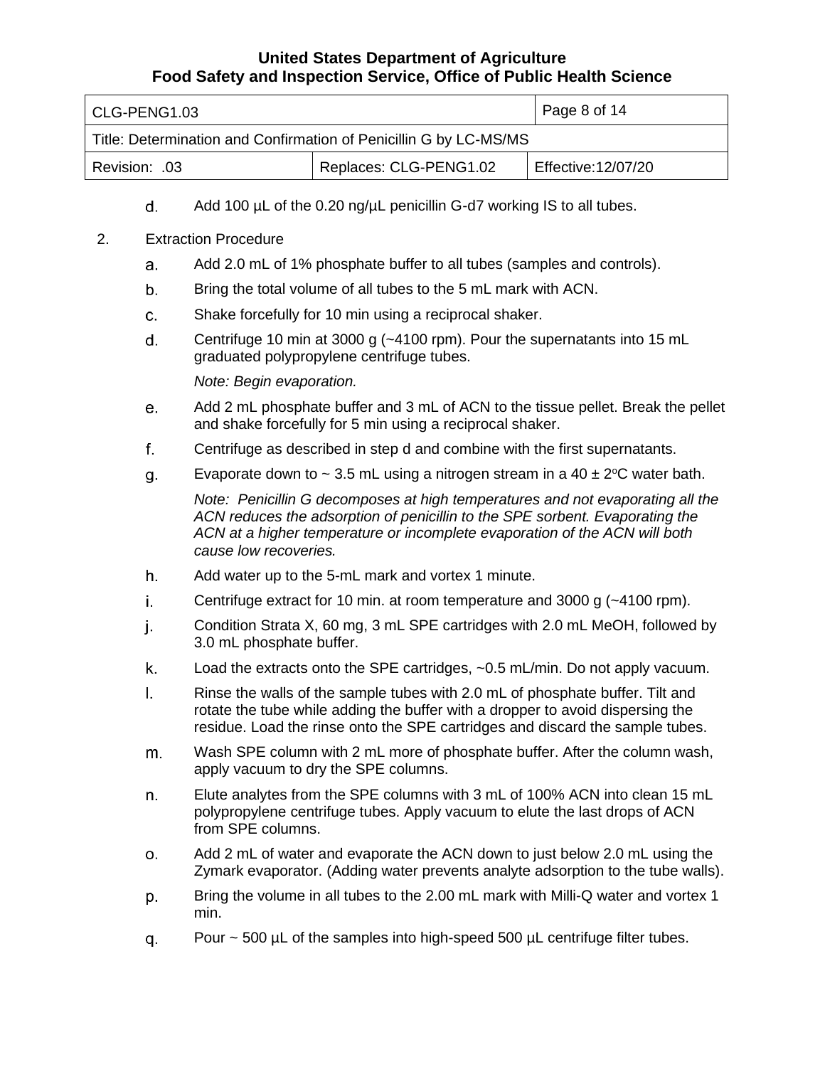d. Add 100 µL of the 0.20 ng/µL penicillin G-d7 working IS to all tubes.

2. Extraction Procedure

   a. Add 2.0 mL of 1% phosphate buffer to all tubes (samples and controls).

   b. Bring the total volume of all tubes to the 5 mL mark with ACN.

   c. Shake forcefully for 10 min using a reciprocal shaker.

   d. Centrifuge 10 min at 3000 g (~4100 rpm). Pour the supernatants into 15 mL graduated polypropylene centrifuge tubes.

      *Note: Begin evaporation.*

   e. Add 2 mL phosphate buffer and 3 mL of ACN to the tissue pellet. Break the pellet and shake forcefully for 5 min using a reciprocal shaker.

   f. Centrifuge as described in step d and combine with the first supernatants.

   g. Evaporate down to ~ 3.5 mL using a nitrogen stream in a 40 ± 2°C water bath.

      *Note: Penicillin G decomposes at high temperatures and not evaporating all the ACN reduces the adsorption of penicillin to the SPE sorbent. Evaporating the ACN at a higher temperature or incomplete evaporation of the ACN will both cause low recoveries.*

   h. Add water up to the 5-mL mark and vortex 1 minute.

   i. Centrifuge extract for 10 min. at room temperature and 3000 g (~4100 rpm).

   j. Condition Strata X, 60 mg, 3 mL SPE cartridges with 2.0 mL MeOH, followed by 3.0 mL phosphate buffer.

   k. Load the extracts onto the SPE cartridges, ~0.5 mL/min. Do not apply vacuum.

   l. Rinse the walls of the sample tubes with 2.0 mL of phosphate buffer. Tilt and rotate the tube while adding the buffer with a dropper to avoid dispersing the residue. Load the rinse onto the SPE cartridges and discard the sample tubes.

   m. Wash SPE column with 2 mL more of phosphate buffer. After the column wash, apply vacuum to dry the SPE columns.

   n. Elute analytes from the SPE columns with 3 mL of 100% ACN into clean 15 mL polypropylene centrifuge tubes. Apply vacuum to elute the last drops of ACN from SPE columns.

   o. Add 2 mL of water and evaporate the ACN down to just below 2.0 mL using the Zymark evaporator. (Adding water prevents analyte adsorption to the tube walls).

   p. Bring the volume in all tubes to the 2.00 mL mark with Milli-Q water and vortex 1 min.

   q. Pour ~ 500 µL of the samples into high-speed 500 µL centrifuge filter tubes.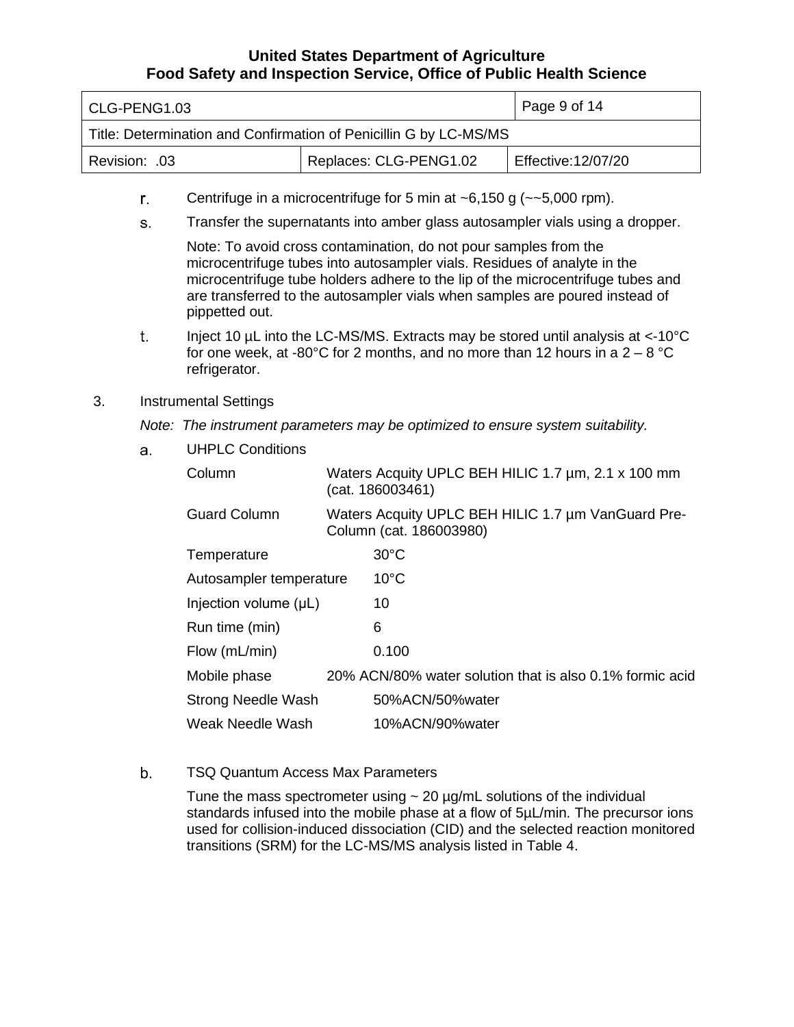r. Centrifuge in a microcentrifuge for 5 min at ~6,150 g (~~5,000 rpm).

s. Transfer the supernatants into amber glass autosampler vials using a dropper.

   Note: To avoid cross contamination, do not pour samples from the microcentrifuge tubes into autosampler vials. Residues of analyte in the microcentrifuge tube holders adhere to the lip of the microcentrifuge tubes and are transferred to the autosampler vials when samples are poured instead of pippetted out.

t. Inject 10 µL into the LC-MS/MS. Extracts may be stored until analysis at <-10°C for one week, at -80°C for 2 months, and no more than 12 hours in a 2 – 8 °C refrigerator.

3. Instrumental Settings

   *Note: The instrument parameters may be optimized to ensure system suitability.*

   a. UHPLC Conditions

| | |
|---|---|
| Column | Waters Acquity UPLC BEH HILIC 1.7 µm, 2.1 x 100 mm (cat. 186003461) |
| Guard Column | Waters Acquity UPLC BEH HILIC 1.7 µm VanGuard Pre-Column (cat. 186003980) |
| Temperature | 30°C |
| Autosampler temperature | 10°C |
| Injection volume (µL) | 10 |
| Run time (min) | 6 |
| Flow (mL/min) | 0.100 |
| Mobile phase | 20% ACN/80% water solution that is also 0.1% formic acid |
| Strong Needle Wash | 50%ACN/50%water |
| Weak Needle Wash | 10%ACN/90%water |

   b. TSQ Quantum Access Max Parameters

   Tune the mass spectrometer using ~ 20 µg/mL solutions of the individual standards infused into the mobile phase at a flow of 5µL/min. The precursor ions used for collision-induced dissociation (CID) and the selected reaction monitored transitions (SRM) for the LC-MS/MS analysis listed in Table 4.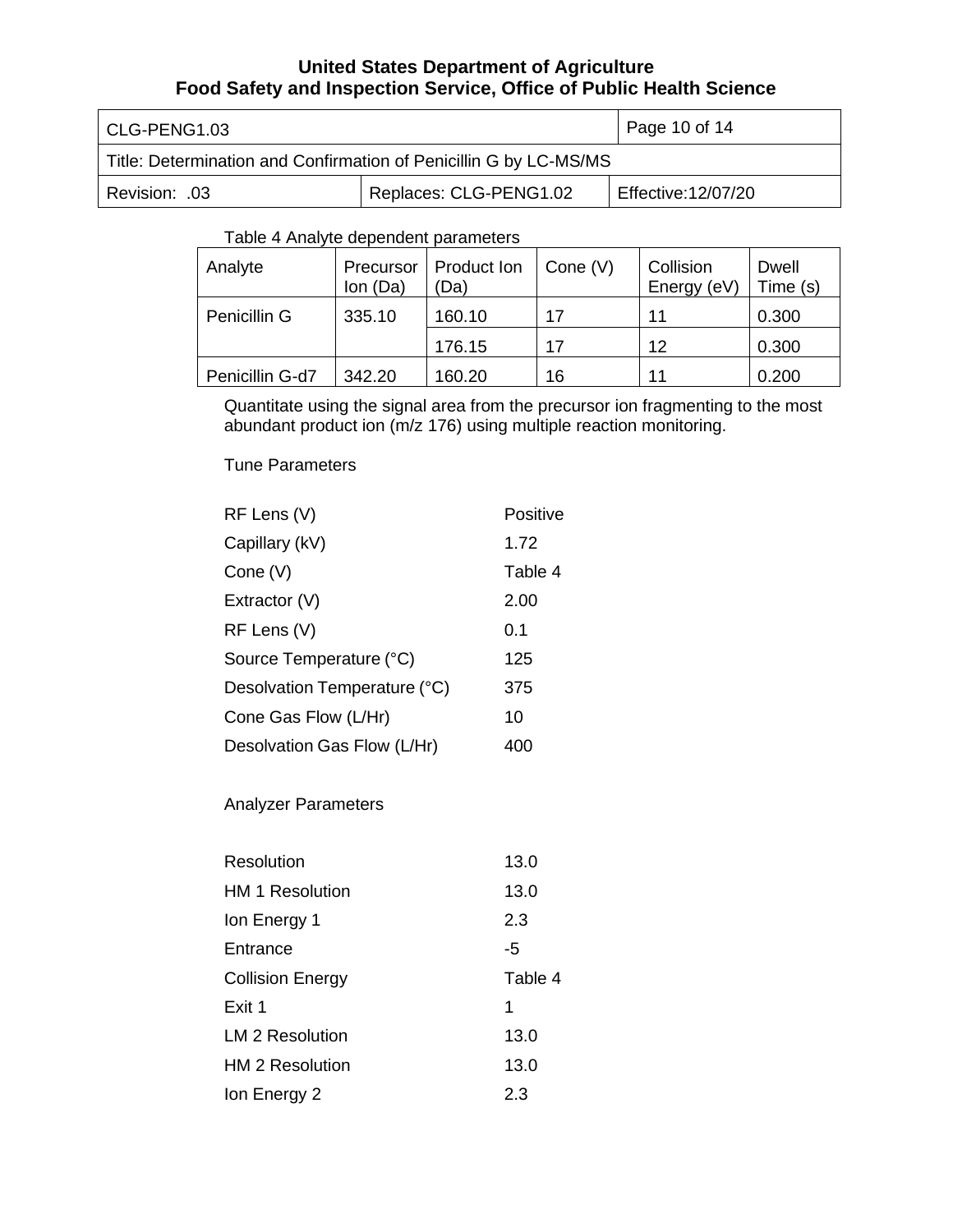Table 4 Analyte dependent parameters

| Analyte | Precursor Ion (Da) | Product Ion (Da) | Cone (V) | Collision Energy (eV) | Dwell Time (s) |
|---|---|---|---|---|---|
| Penicillin G | 335.10 | 160.10 | 17 | 11 | 0.300 |
| | | 176.15 | 17 | 12 | 0.300 |
| Penicillin G-d7 | 342.20 | 160.20 | 16 | 11 | 0.200 |

Quantitate using the signal area from the precursor ion fragmenting to the most abundant product ion (m/z 176) using multiple reaction monitoring.

Tune Parameters

| | |
|---|---|
| RF Lens (V) | Positive |
| Capillary (kV) | 1.72 |
| Cone (V) | Table 4 |
| Extractor (V) | 2.00 |
| RF Lens (V) | 0.1 |
| Source Temperature (°C) | 125 |
| Desolvation Temperature (°C) | 375 |
| Cone Gas Flow (L/Hr) | 10 |
| Desolvation Gas Flow (L/Hr) | 400 |

Analyzer Parameters

| | |
|---|---|
| Resolution | 13.0 |
| HM 1 Resolution | 13.0 |
| Ion Energy 1 | 2.3 |
| Entrance | -5 |
| Collision Energy | Table 4 |
| Exit 1 | 1 |
| LM 2 Resolution | 13.0 |
| HM 2 Resolution | 13.0 |
| Ion Energy 2 | 2.3 |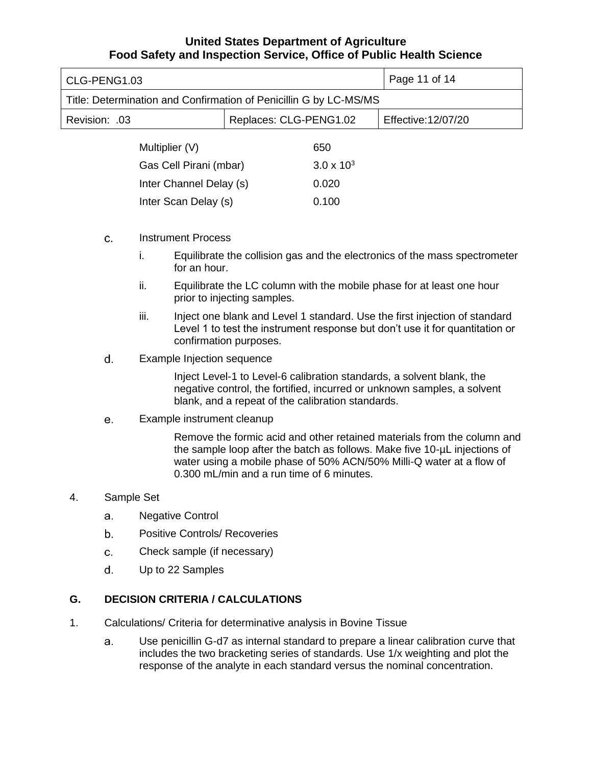| Parameter | Value |
|---|---|
| Multiplier (V) | 650 |
| Gas Cell Pirani (mbar) | $3.0 \times 10^{3}$ |
| Inter Channel Delay (s) | 0.020 |
| Inter Scan Delay (s) | 0.100 |

c. Instrument Process

i. Equilibrate the collision gas and the electronics of the mass spectrometer for an hour.

ii. Equilibrate the LC column with the mobile phase for at least one hour prior to injecting samples.

iii. Inject one blank and Level 1 standard. Use the first injection of standard Level 1 to test the instrument response but don't use it for quantitation or confirmation purposes.

d. Example Injection sequence

Inject Level-1 to Level-6 calibration standards, a solvent blank, the negative control, the fortified, incurred or unknown samples, a solvent blank, and a repeat of the calibration standards.

e. Example instrument cleanup

Remove the formic acid and other retained materials from the column and the sample loop after the batch as follows. Make five 10-µL injections of water using a mobile phase of 50% ACN/50% Milli-Q water at a flow of 0.300 mL/min and a run time of 6 minutes.

4. Sample Set

a. Negative Control

b. Positive Controls/ Recoveries

c. Check sample (if necessary)

d. Up to 22 Samples

## G. DECISION CRITERIA / CALCULATIONS

1. Calculations/ Criteria for determinative analysis in Bovine Tissue

a. Use penicillin G-d7 as internal standard to prepare a linear calibration curve that includes the two bracketing series of standards. Use 1/x weighting and plot the response of the analyte in each standard versus the nominal concentration.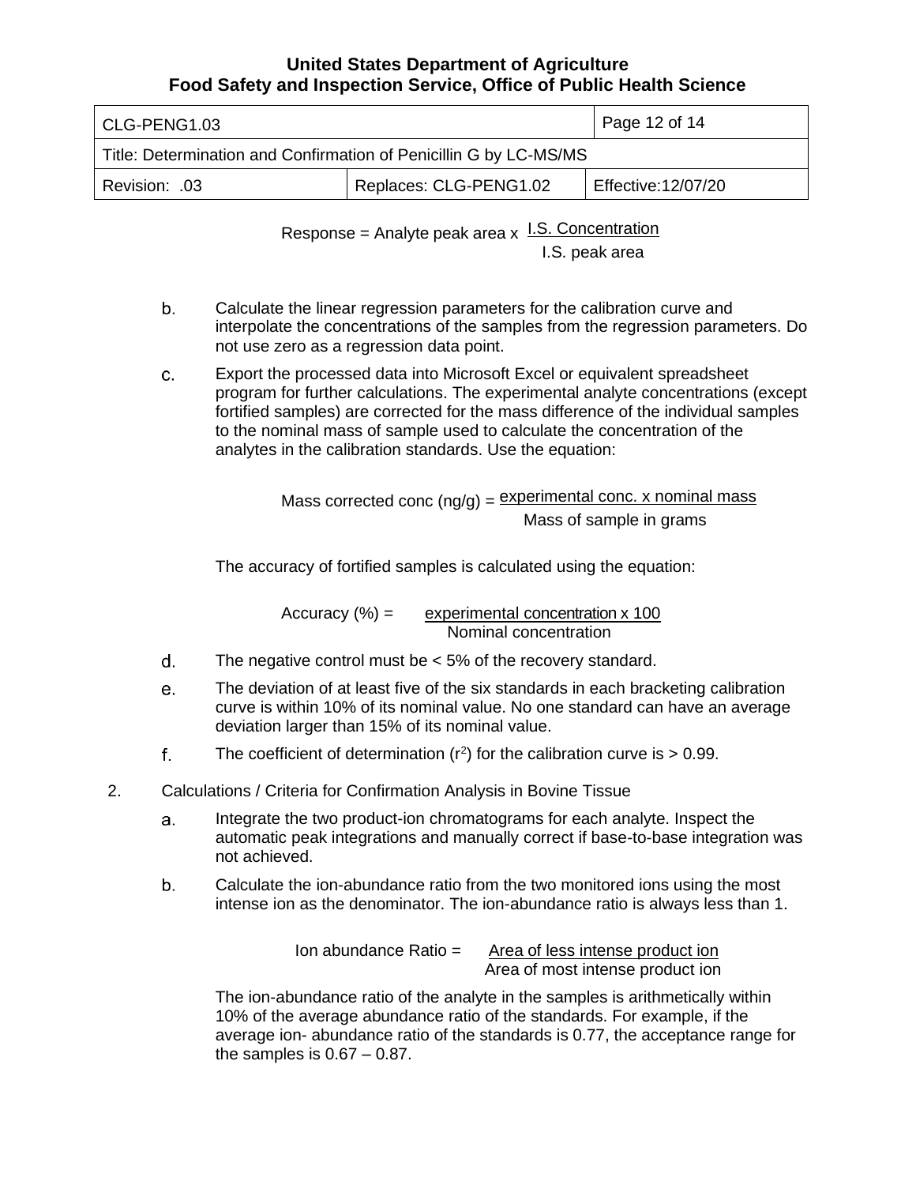$$\text{Response} = \text{Analyte peak area} \times \frac{\text{I.S. Concentration}}{\text{I.S. peak area}}$$

b. Calculate the linear regression parameters for the calibration curve and interpolate the concentrations of the samples from the regression parameters. Do not use zero as a regression data point.

c. Export the processed data into Microsoft Excel or equivalent spreadsheet program for further calculations. The experimental analyte concentrations (except fortified samples) are corrected for the mass difference of the individual samples to the nominal mass of sample used to calculate the concentration of the analytes in the calibration standards. Use the equation:

$$\text{Mass corrected conc (ng/g)} = \frac{\text{experimental conc.} \times \text{nominal mass}}{\text{Mass of sample in grams}}$$

The accuracy of fortified samples is calculated using the equation:

$$\text{Accuracy (\%)} = \frac{\text{experimental concentration} \times 100}{\text{Nominal concentration}}$$

d. The negative control must be < 5% of the recovery standard.

e. The deviation of at least five of the six standards in each bracketing calibration curve is within 10% of its nominal value. No one standard can have an average deviation larger than 15% of its nominal value.

f. The coefficient of determination ($r^2$) for the calibration curve is > 0.99.

2. Calculations / Criteria for Confirmation Analysis in Bovine Tissue

a. Integrate the two product-ion chromatograms for each analyte. Inspect the automatic peak integrations and manually correct if base-to-base integration was not achieved.

b. Calculate the ion-abundance ratio from the two monitored ions using the most intense ion as the denominator. The ion-abundance ratio is always less than 1.

$$\text{Ion abundance Ratio} = \frac{\text{Area of less intense product ion}}{\text{Area of most intense product ion}}$$

The ion-abundance ratio of the analyte in the samples is arithmetically within 10% of the average abundance ratio of the standards. For example, if the average ion- abundance ratio of the standards is 0.77, the acceptance range for the samples is 0.67 – 0.87.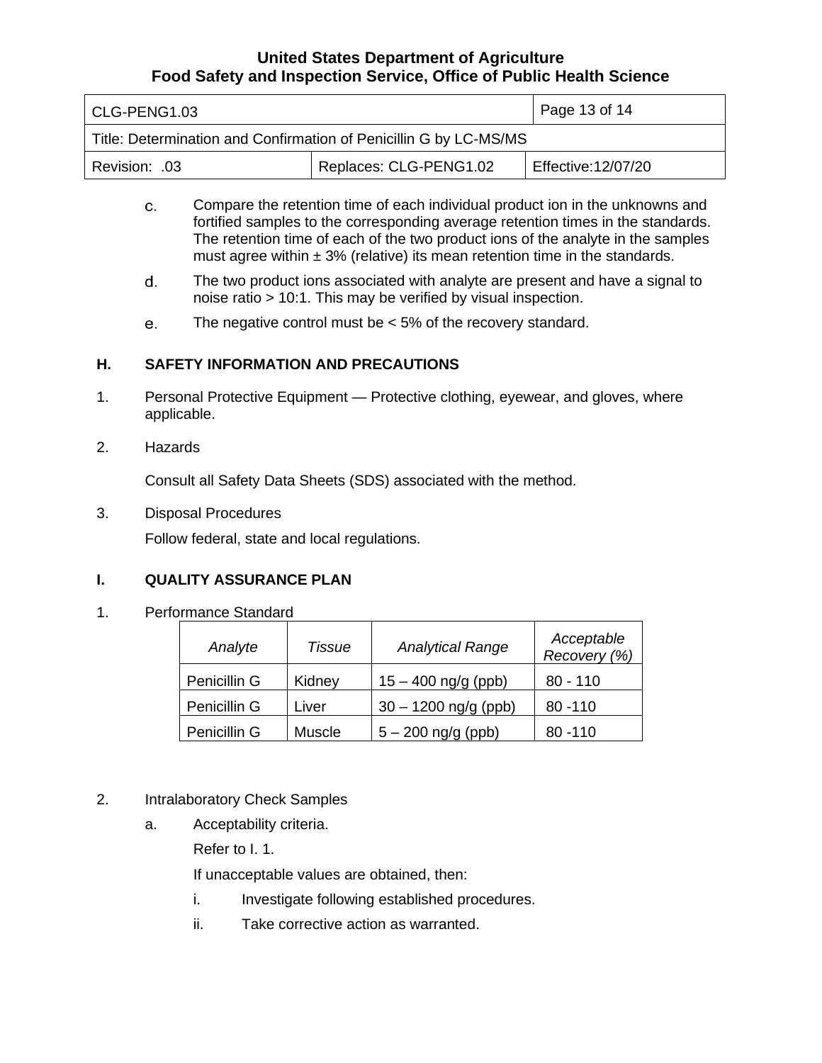c. Compare the retention time of each individual product ion in the unknowns and fortified samples to the corresponding average retention times in the standards. The retention time of each of the two product ions of the analyte in the samples must agree within ± 3% (relative) its mean retention time in the standards.

d. The two product ions associated with analyte are present and have a signal to noise ratio > 10:1. This may be verified by visual inspection.

e. The negative control must be < 5% of the recovery standard.

## H. SAFETY INFORMATION AND PRECAUTIONS

1. Personal Protective Equipment — Protective clothing, eyewear, and gloves, where applicable.

2. Hazards

   Consult all Safety Data Sheets (SDS) associated with the method.

3. Disposal Procedures

   Follow federal, state and local regulations.

## I. QUALITY ASSURANCE PLAN

1. Performance Standard

| *Analyte* | *Tissue* | *Analytical Range* | *Acceptable Recovery (%)* |
|---|---|---|---|
| Penicillin G | Kidney | 15 – 400 ng/g (ppb) | 80 - 110 |
| Penicillin G | Liver | 30 – 1200 ng/g (ppb) | 80 -110 |
| Penicillin G | Muscle | 5 – 200 ng/g (ppb) | 80 -110 |

2. Intralaboratory Check Samples

   a. Acceptability criteria.

      Refer to I. 1.

      If unacceptable values are obtained, then:

      i. Investigate following established procedures.

      ii. Take corrective action as warranted.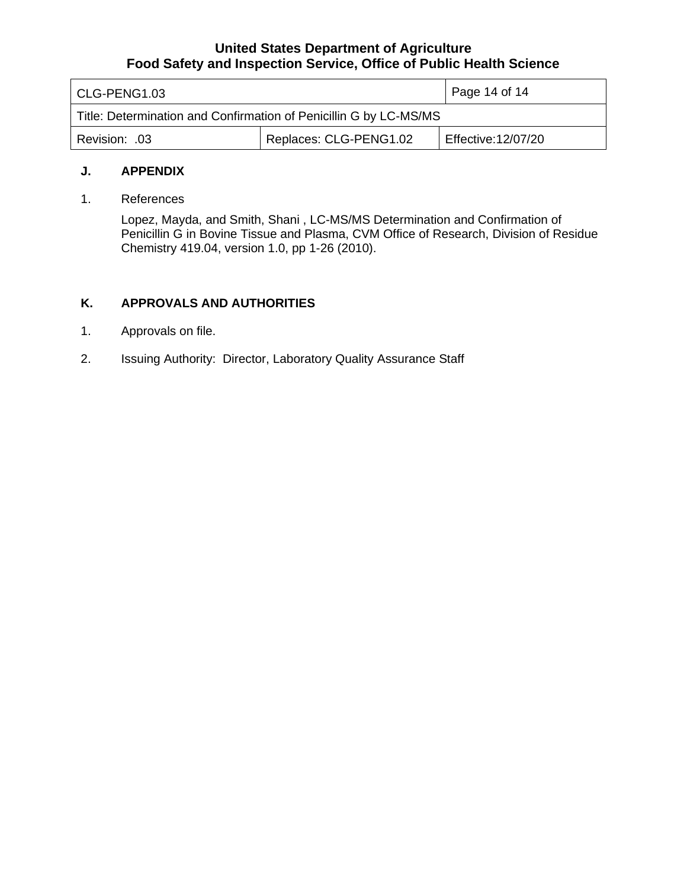## J. APPENDIX

1. References

   Lopez, Mayda, and Smith, Shani , LC-MS/MS Determination and Confirmation of Penicillin G in Bovine Tissue and Plasma, CVM Office of Research, Division of Residue Chemistry 419.04, version 1.0, pp 1-26 (2010).

## K. APPROVALS AND AUTHORITIES

1. Approvals on file.

2. Issuing Authority: Director, Laboratory Quality Assurance Staff